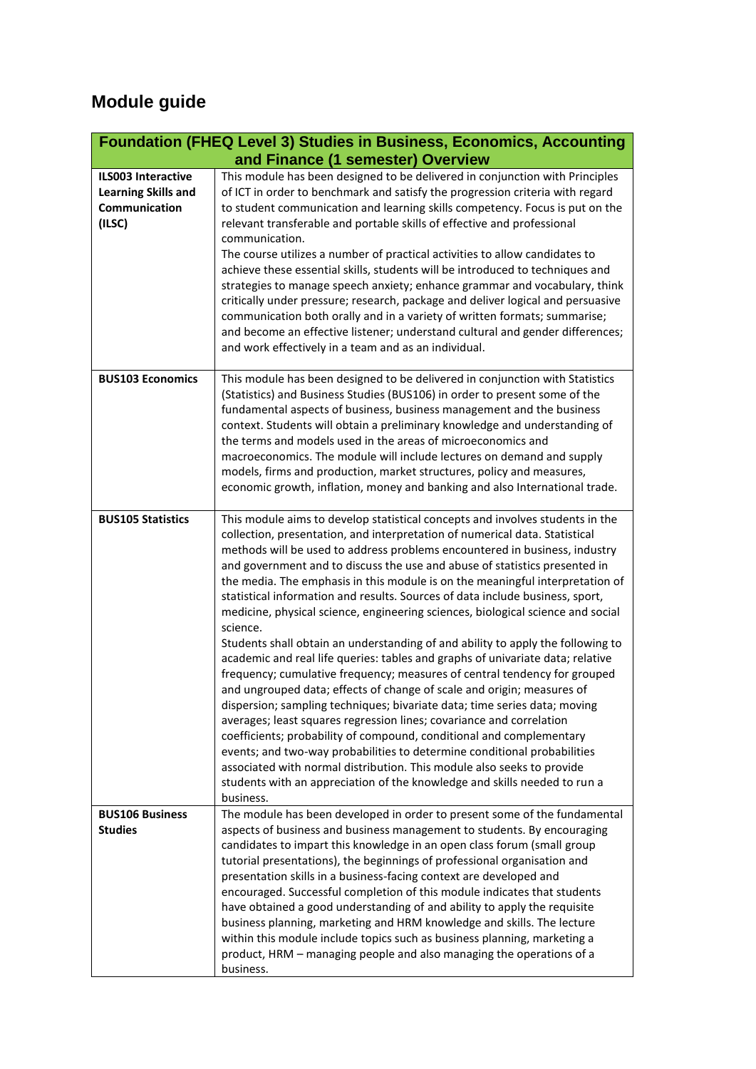# Module guide

| Foundation (FHEQ Level 3) Studies in Business, Economics, Accounting and Finance (1 semester) Overview | |
|---|---|
| **ILS003 Interactive Learning Skills and Communication (ILSC)** | This module has been designed to be delivered in conjunction with Principles of ICT in order to benchmark and satisfy the progression criteria with regard to student communication and learning skills competency. Focus is put on the relevant transferable and portable skills of effective and professional communication.<br>The course utilizes a number of practical activities to allow candidates to achieve these essential skills, students will be introduced to techniques and strategies to manage speech anxiety; enhance grammar and vocabulary, think critically under pressure; research, package and deliver logical and persuasive communication both orally and in a variety of written formats; summarise; and become an effective listener; understand cultural and gender differences; and work effectively in a team and as an individual. |
| **BUS103 Economics** | This module has been designed to be delivered in conjunction with Statistics (Statistics) and Business Studies (BUS106) in order to present some of the fundamental aspects of business, business management and the business context. Students will obtain a preliminary knowledge and understanding of the terms and models used in the areas of microeconomics and macroeconomics. The module will include lectures on demand and supply models, firms and production, market structures, policy and measures, economic growth, inflation, money and banking and also International trade. |
| **BUS105 Statistics** | This module aims to develop statistical concepts and involves students in the collection, presentation, and interpretation of numerical data. Statistical methods will be used to address problems encountered in business, industry and government and to discuss the use and abuse of statistics presented in the media. The emphasis in this module is on the meaningful interpretation of statistical information and results. Sources of data include business, sport, medicine, physical science, engineering sciences, biological science and social science.<br>Students shall obtain an understanding of and ability to apply the following to academic and real life queries: tables and graphs of univariate data; relative frequency; cumulative frequency; measures of central tendency for grouped and ungrouped data; effects of change of scale and origin; measures of dispersion; sampling techniques; bivariate data; time series data; moving averages; least squares regression lines; covariance and correlation coefficients; probability of compound, conditional and complementary events; and two-way probabilities to determine conditional probabilities associated with normal distribution. This module also seeks to provide students with an appreciation of the knowledge and skills needed to run a business. |
| **BUS106 Business Studies** | The module has been developed in order to present some of the fundamental aspects of business and business management to students. By encouraging candidates to impart this knowledge in an open class forum (small group tutorial presentations), the beginnings of professional organisation and presentation skills in a business-facing context are developed and encouraged. Successful completion of this module indicates that students have obtained a good understanding of and ability to apply the requisite business planning, marketing and HRM knowledge and skills. The lecture within this module include topics such as business planning, marketing a product, HRM – managing people and also managing the operations of a business. |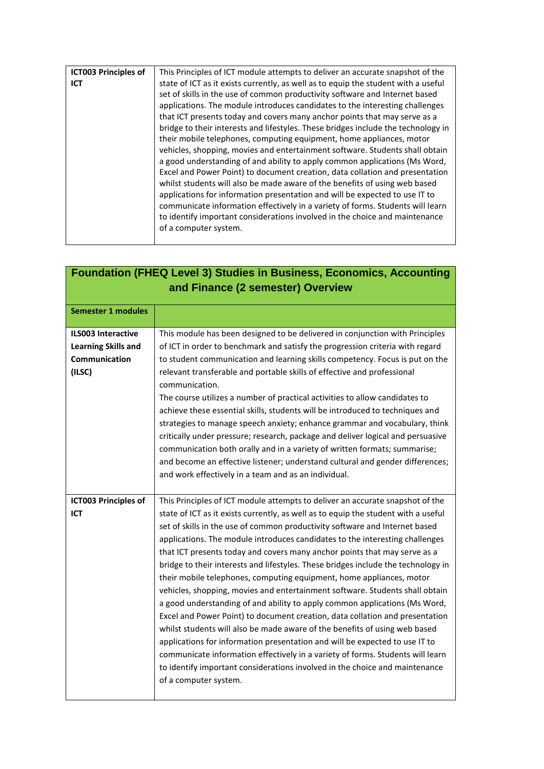| ICT003 Principles of ICT | This Principles of ICT module attempts to deliver an accurate snapshot of the state of ICT as it exists currently, as well as to equip the student with a useful set of skills in the use of common productivity software and Internet based applications. The module introduces candidates to the interesting challenges that ICT presents today and covers many anchor points that may serve as a bridge to their interests and lifestyles. These bridges include the technology in their mobile telephones, computing equipment, home appliances, motor vehicles, shopping, movies and entertainment software. Students shall obtain a good understanding of and ability to apply common applications (Ms Word, Excel and Power Point) to document creation, data collation and presentation whilst students will also be made aware of the benefits of using web based applications for information presentation and will be expected to use IT to communicate information effectively in a variety of forms. Students will learn to identify important considerations involved in the choice and maintenance of a computer system. |
|---|---|

| Foundation (FHEQ Level 3) Studies in Business, Economics, Accounting and Finance (2 semester) Overview | |
|---|---|
| **Semester 1 modules** | |
| **ILS003 Interactive Learning Skills and Communication (ILSC)** | This module has been designed to be delivered in conjunction with Principles of ICT in order to benchmark and satisfy the progression criteria with regard to student communication and learning skills competency. Focus is put on the relevant transferable and portable skills of effective and professional communication.<br>The course utilizes a number of practical activities to allow candidates to achieve these essential skills, students will be introduced to techniques and strategies to manage speech anxiety; enhance grammar and vocabulary, think critically under pressure; research, package and deliver logical and persuasive communication both orally and in a variety of written formats; summarise; and become an effective listener; understand cultural and gender differences; and work effectively in a team and as an individual. |
| **ICT003 Principles of ICT** | This Principles of ICT module attempts to deliver an accurate snapshot of the state of ICT as it exists currently, as well as to equip the student with a useful set of skills in the use of common productivity software and Internet based applications. The module introduces candidates to the interesting challenges that ICT presents today and covers many anchor points that may serve as a bridge to their interests and lifestyles. These bridges include the technology in their mobile telephones, computing equipment, home appliances, motor vehicles, shopping, movies and entertainment software. Students shall obtain a good understanding of and ability to apply common applications (Ms Word, Excel and Power Point) to document creation, data collation and presentation whilst students will also be made aware of the benefits of using web based applications for information presentation and will be expected to use IT to communicate information effectively in a variety of forms. Students will learn to identify important considerations involved in the choice and maintenance of a computer system. |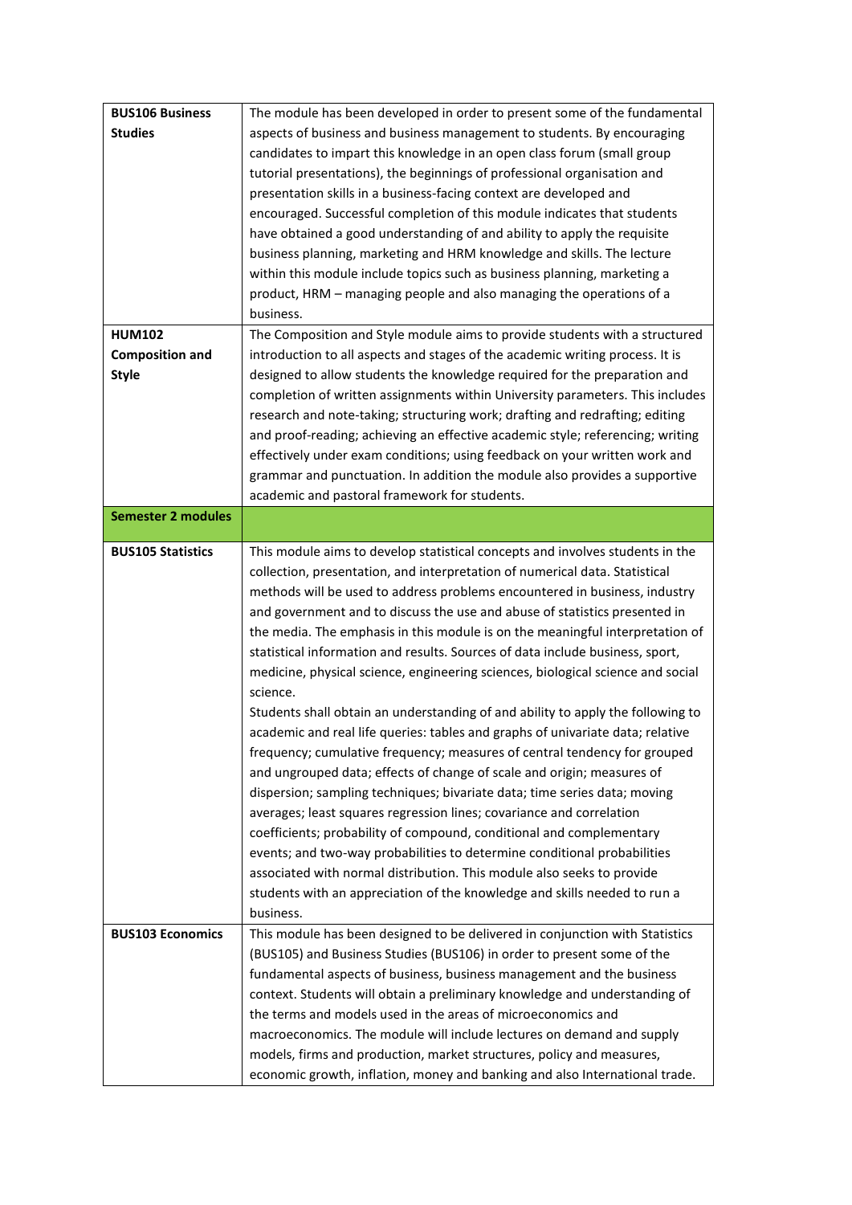| | |
|---|---|
| **BUS106 Business Studies** | The module has been developed in order to present some of the fundamental aspects of business and business management to students. By encouraging candidates to impart this knowledge in an open class forum (small group tutorial presentations), the beginnings of professional organisation and presentation skills in a business-facing context are developed and encouraged. Successful completion of this module indicates that students have obtained a good understanding of and ability to apply the requisite business planning, marketing and HRM knowledge and skills. The lecture within this module include topics such as business planning, marketing a product, HRM – managing people and also managing the operations of a business. |
| **HUM102 Composition and Style** | The Composition and Style module aims to provide students with a structured introduction to all aspects and stages of the academic writing process. It is designed to allow students the knowledge required for the preparation and completion of written assignments within University parameters. This includes research and note-taking; structuring work; drafting and redrafting; editing and proof-reading; achieving an effective academic style; referencing; writing effectively under exam conditions; using feedback on your written work and grammar and punctuation. In addition the module also provides a supportive academic and pastoral framework for students. |
| **Semester 2 modules** | |
| **BUS105 Statistics** | This module aims to develop statistical concepts and involves students in the collection, presentation, and interpretation of numerical data. Statistical methods will be used to address problems encountered in business, industry and government and to discuss the use and abuse of statistics presented in the media. The emphasis in this module is on the meaningful interpretation of statistical information and results. Sources of data include business, sport, medicine, physical science, engineering sciences, biological science and social science.<br>Students shall obtain an understanding of and ability to apply the following to academic and real life queries: tables and graphs of univariate data; relative frequency; cumulative frequency; measures of central tendency for grouped and ungrouped data; effects of change of scale and origin; measures of dispersion; sampling techniques; bivariate data; time series data; moving averages; least squares regression lines; covariance and correlation coefficients; probability of compound, conditional and complementary events; and two-way probabilities to determine conditional probabilities associated with normal distribution. This module also seeks to provide students with an appreciation of the knowledge and skills needed to run a business. |
| **BUS103 Economics** | This module has been designed to be delivered in conjunction with Statistics (BUS105) and Business Studies (BUS106) in order to present some of the fundamental aspects of business, business management and the business context. Students will obtain a preliminary knowledge and understanding of the terms and models used in the areas of microeconomics and macroeconomics. The module will include lectures on demand and supply models, firms and production, market structures, policy and measures, economic growth, inflation, money and banking and also International trade. |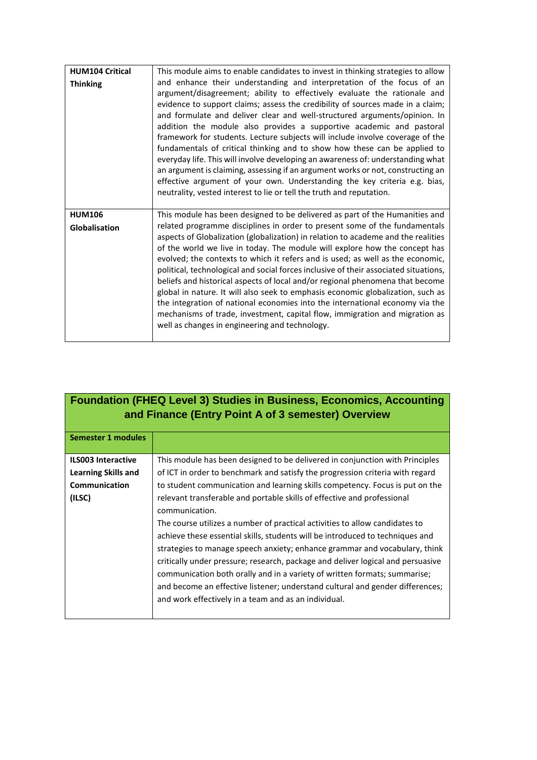| | |
|---|---|
| **HUM104 Critical Thinking** | This module aims to enable candidates to invest in thinking strategies to allow and enhance their understanding and interpretation of the focus of an argument/disagreement; ability to effectively evaluate the rationale and evidence to support claims; assess the credibility of sources made in a claim; and formulate and deliver clear and well-structured arguments/opinion. In addition the module also provides a supportive academic and pastoral framework for students. Lecture subjects will include involve coverage of the fundamentals of critical thinking and to show how these can be applied to everyday life. This will involve developing an awareness of: understanding what an argument is claiming, assessing if an argument works or not, constructing an effective argument of your own. Understanding the key criteria e.g. bias, neutrality, vested interest to lie or tell the truth and reputation. |
| **HUM106 Globalisation** | This module has been designed to be delivered as part of the Humanities and related programme disciplines in order to present some of the fundamentals aspects of Globalization (globalization) in relation to academe and the realities of the world we live in today. The module will explore how the concept has evolved; the contexts to which it refers and is used; as well as the economic, political, technological and social forces inclusive of their associated situations, beliefs and historical aspects of local and/or regional phenomena that become global in nature. It will also seek to emphasis economic globalization, such as the integration of national economies into the international economy via the mechanisms of trade, investment, capital flow, immigration and migration as well as changes in engineering and technology. |

| **Foundation (FHEQ Level 3) Studies in Business, Economics, Accounting and Finance (Entry Point A of 3 semester) Overview** | |
|---|---|
| **Semester 1 modules** | |
| **ILS003 Interactive Learning Skills and Communication (ILSC)** | This module has been designed to be delivered in conjunction with Principles of ICT in order to benchmark and satisfy the progression criteria with regard to student communication and learning skills competency. Focus is put on the relevant transferable and portable skills of effective and professional communication.<br>The course utilizes a number of practical activities to allow candidates to achieve these essential skills, students will be introduced to techniques and strategies to manage speech anxiety; enhance grammar and vocabulary, think critically under pressure; research, package and deliver logical and persuasive communication both orally and in a variety of written formats; summarise; and become an effective listener; understand cultural and gender differences; and work effectively in a team and as an individual. |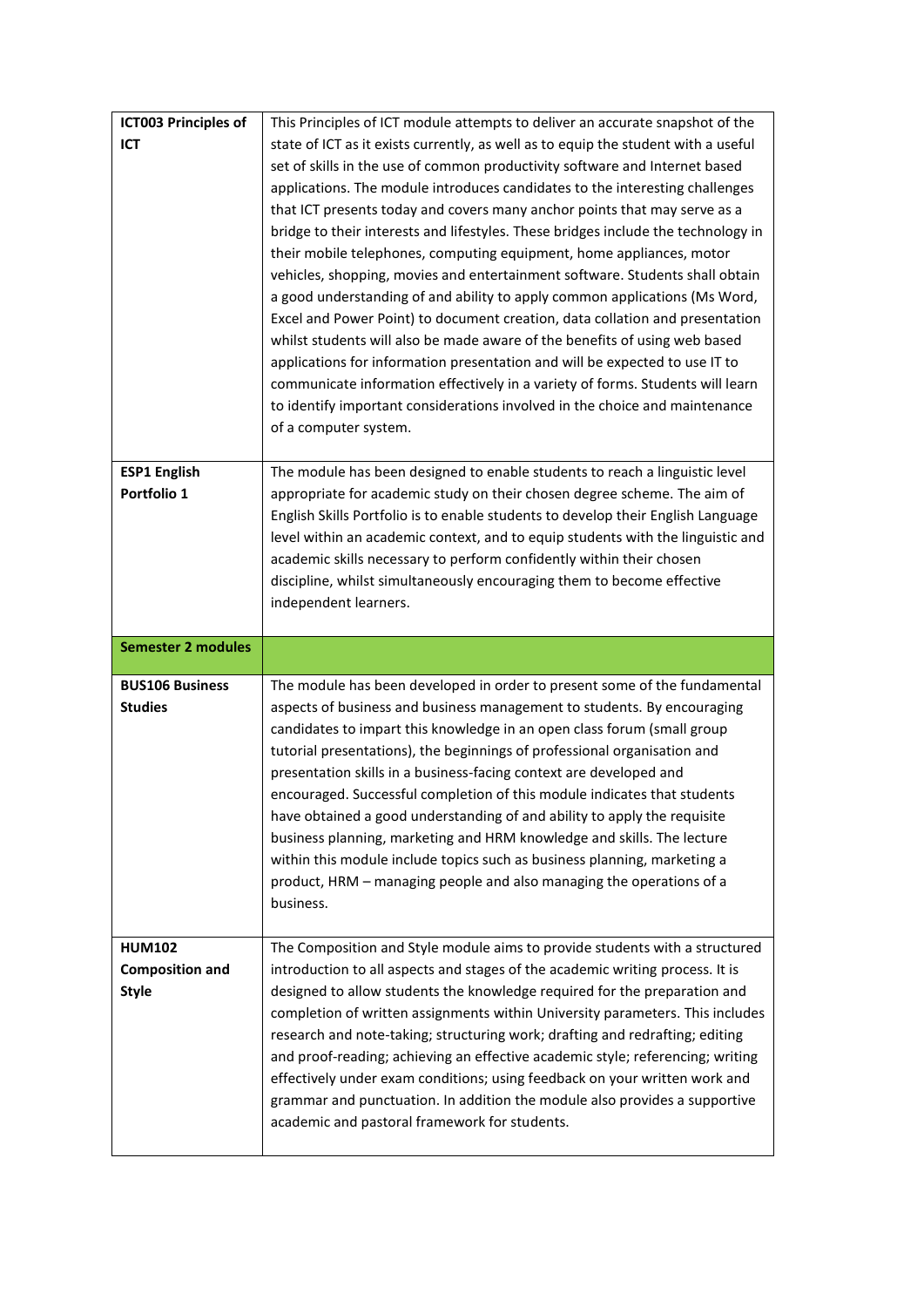| | |
|---|---|
| **ICT003 Principles of ICT** | This Principles of ICT module attempts to deliver an accurate snapshot of the state of ICT as it exists currently, as well as to equip the student with a useful set of skills in the use of common productivity software and Internet based applications. The module introduces candidates to the interesting challenges that ICT presents today and covers many anchor points that may serve as a bridge to their interests and lifestyles. These bridges include the technology in their mobile telephones, computing equipment, home appliances, motor vehicles, shopping, movies and entertainment software. Students shall obtain a good understanding of and ability to apply common applications (Ms Word, Excel and Power Point) to document creation, data collation and presentation whilst students will also be made aware of the benefits of using web based applications for information presentation and will be expected to use IT to communicate information effectively in a variety of forms. Students will learn to identify important considerations involved in the choice and maintenance of a computer system. |
| **ESP1 English Portfolio 1** | The module has been designed to enable students to reach a linguistic level appropriate for academic study on their chosen degree scheme. The aim of English Skills Portfolio is to enable students to develop their English Language level within an academic context, and to equip students with the linguistic and academic skills necessary to perform confidently within their chosen discipline, whilst simultaneously encouraging them to become effective independent learners. |
| **Semester 2 modules** | |
| **BUS106 Business Studies** | The module has been developed in order to present some of the fundamental aspects of business and business management to students. By encouraging candidates to impart this knowledge in an open class forum (small group tutorial presentations), the beginnings of professional organisation and presentation skills in a business-facing context are developed and encouraged. Successful completion of this module indicates that students have obtained a good understanding of and ability to apply the requisite business planning, marketing and HRM knowledge and skills. The lecture within this module include topics such as business planning, marketing a product, HRM – managing people and also managing the operations of a business. |
| **HUM102 Composition and Style** | The Composition and Style module aims to provide students with a structured introduction to all aspects and stages of the academic writing process. It is designed to allow students the knowledge required for the preparation and completion of written assignments within University parameters. This includes research and note-taking; structuring work; drafting and redrafting; editing and proof-reading; achieving an effective academic style; referencing; writing effectively under exam conditions; using feedback on your written work and grammar and punctuation. In addition the module also provides a supportive academic and pastoral framework for students. |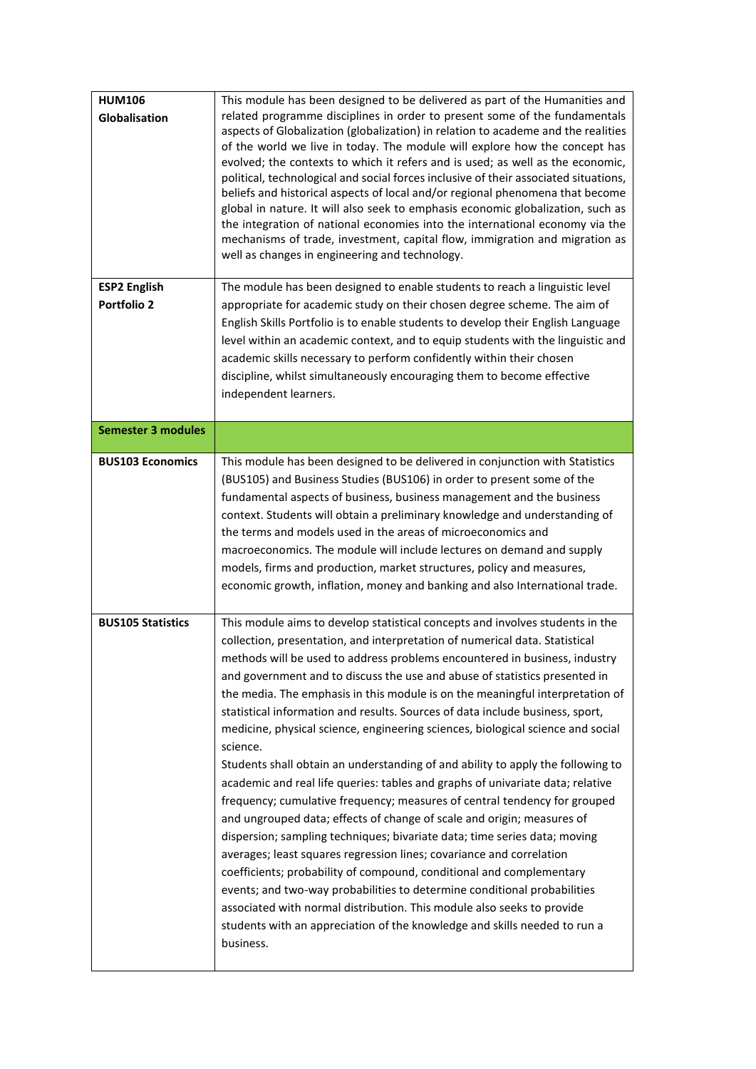| | |
|---|---|
| **HUM106 Globalisation** | This module has been designed to be delivered as part of the Humanities and related programme disciplines in order to present some of the fundamentals aspects of Globalization (globalization) in relation to academe and the realities of the world we live in today. The module will explore how the concept has evolved; the contexts to which it refers and is used; as well as the economic, political, technological and social forces inclusive of their associated situations, beliefs and historical aspects of local and/or regional phenomena that become global in nature. It will also seek to emphasis economic globalization, such as the integration of national economies into the international economy via the mechanisms of trade, investment, capital flow, immigration and migration as well as changes in engineering and technology. |
| **ESP2 English Portfolio 2** | The module has been designed to enable students to reach a linguistic level appropriate for academic study on their chosen degree scheme. The aim of English Skills Portfolio is to enable students to develop their English Language level within an academic context, and to equip students with the linguistic and academic skills necessary to perform confidently within their chosen discipline, whilst simultaneously encouraging them to become effective independent learners. |
| **Semester 3 modules** | |
| **BUS103 Economics** | This module has been designed to be delivered in conjunction with Statistics (BUS105) and Business Studies (BUS106) in order to present some of the fundamental aspects of business, business management and the business context. Students will obtain a preliminary knowledge and understanding of the terms and models used in the areas of microeconomics and macroeconomics. The module will include lectures on demand and supply models, firms and production, market structures, policy and measures, economic growth, inflation, money and banking and also International trade. |
| **BUS105 Statistics** | This module aims to develop statistical concepts and involves students in the collection, presentation, and interpretation of numerical data. Statistical methods will be used to address problems encountered in business, industry and government and to discuss the use and abuse of statistics presented in the media. The emphasis in this module is on the meaningful interpretation of statistical information and results. Sources of data include business, sport, medicine, physical science, engineering sciences, biological science and social science.<br>Students shall obtain an understanding of and ability to apply the following to academic and real life queries: tables and graphs of univariate data; relative frequency; cumulative frequency; measures of central tendency for grouped and ungrouped data; effects of change of scale and origin; measures of dispersion; sampling techniques; bivariate data; time series data; moving averages; least squares regression lines; covariance and correlation coefficients; probability of compound, conditional and complementary events; and two-way probabilities to determine conditional probabilities associated with normal distribution. This module also seeks to provide students with an appreciation of the knowledge and skills needed to run a business. |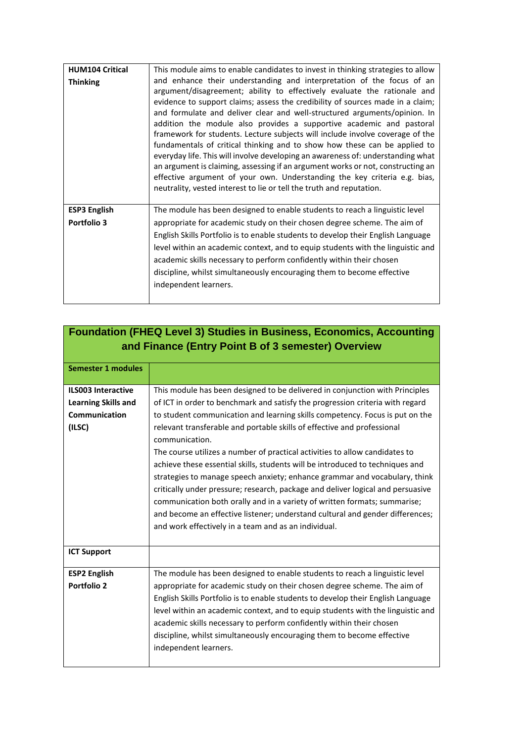| | |
|---|---|
| **HUM104 Critical Thinking** | This module aims to enable candidates to invest in thinking strategies to allow and enhance their understanding and interpretation of the focus of an argument/disagreement; ability to effectively evaluate the rationale and evidence to support claims; assess the credibility of sources made in a claim; and formulate and deliver clear and well-structured arguments/opinion. In addition the module also provides a supportive academic and pastoral framework for students. Lecture subjects will include involve coverage of the fundamentals of critical thinking and to show how these can be applied to everyday life. This will involve developing an awareness of: understanding what an argument is claiming, assessing if an argument works or not, constructing an effective argument of your own. Understanding the key criteria e.g. bias, neutrality, vested interest to lie or tell the truth and reputation. |
| **ESP3 English Portfolio 3** | The module has been designed to enable students to reach a linguistic level appropriate for academic study on their chosen degree scheme. The aim of English Skills Portfolio is to enable students to develop their English Language level within an academic context, and to equip students with the linguistic and academic skills necessary to perform confidently within their chosen discipline, whilst simultaneously encouraging them to become effective independent learners. |

| **Foundation (FHEQ Level 3) Studies in Business, Economics, Accounting and Finance (Entry Point B of 3 semester) Overview** | |
|---|---|
| **Semester 1 modules** | |
| **ILS003 Interactive Learning Skills and Communication (ILSC)** | This module has been designed to be delivered in conjunction with Principles of ICT in order to benchmark and satisfy the progression criteria with regard to student communication and learning skills competency. Focus is put on the relevant transferable and portable skills of effective and professional communication.<br>The course utilizes a number of practical activities to allow candidates to achieve these essential skills, students will be introduced to techniques and strategies to manage speech anxiety; enhance grammar and vocabulary, think critically under pressure; research, package and deliver logical and persuasive communication both orally and in a variety of written formats; summarise; and become an effective listener; understand cultural and gender differences; and work effectively in a team and as an individual. |
| **ICT Support** | |
| **ESP2 English Portfolio 2** | The module has been designed to enable students to reach a linguistic level appropriate for academic study on their chosen degree scheme. The aim of English Skills Portfolio is to enable students to develop their English Language level within an academic context, and to equip students with the linguistic and academic skills necessary to perform confidently within their chosen discipline, whilst simultaneously encouraging them to become effective independent learners. |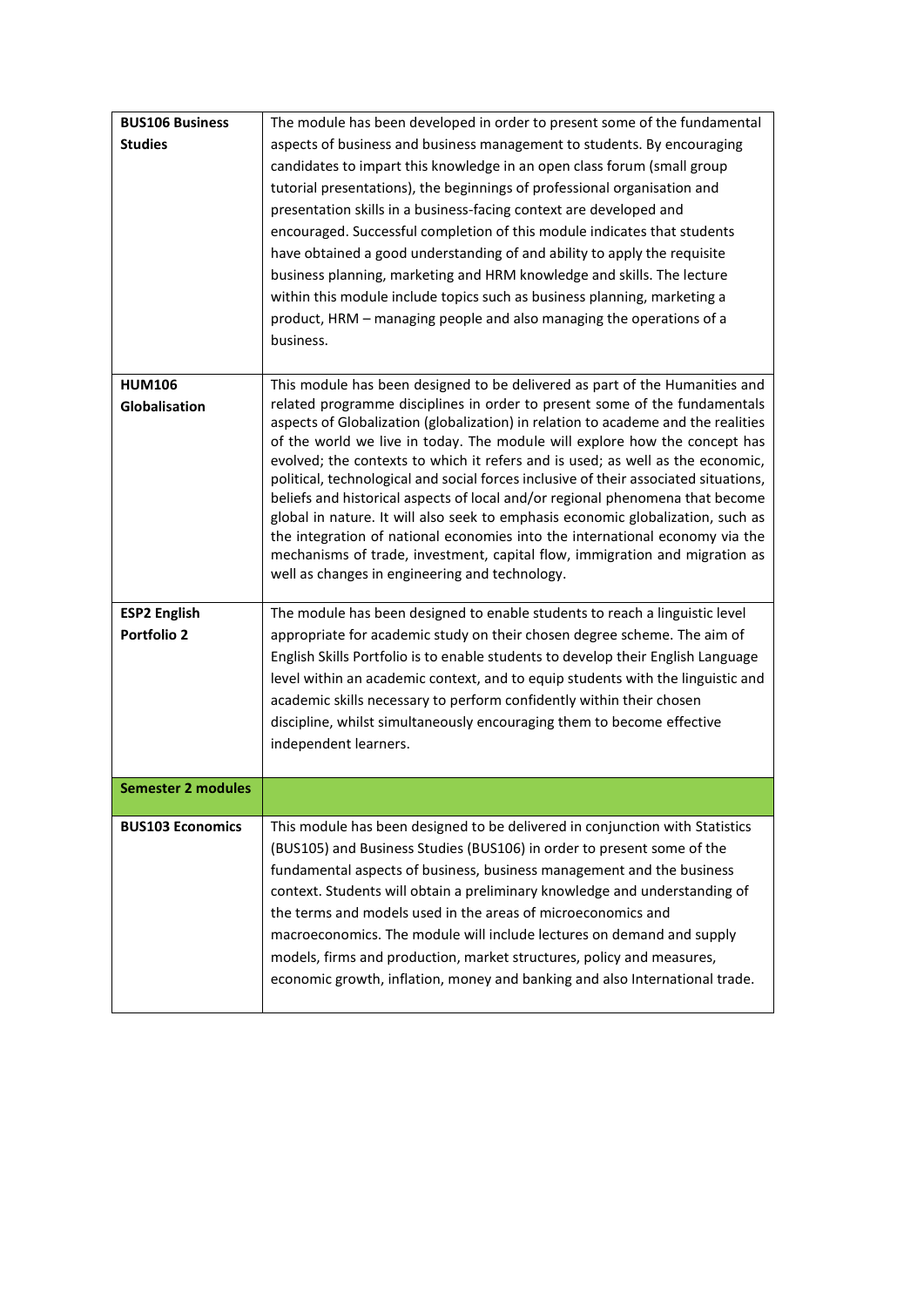| | |
|---|---|
| **BUS106 Business Studies** | The module has been developed in order to present some of the fundamental aspects of business and business management to students. By encouraging candidates to impart this knowledge in an open class forum (small group tutorial presentations), the beginnings of professional organisation and presentation skills in a business-facing context are developed and encouraged. Successful completion of this module indicates that students have obtained a good understanding of and ability to apply the requisite business planning, marketing and HRM knowledge and skills. The lecture within this module include topics such as business planning, marketing a product, HRM – managing people and also managing the operations of a business. |
| **HUM106 Globalisation** | This module has been designed to be delivered as part of the Humanities and related programme disciplines in order to present some of the fundamentals aspects of Globalization (globalization) in relation to academe and the realities of the world we live in today. The module will explore how the concept has evolved; the contexts to which it refers and is used; as well as the economic, political, technological and social forces inclusive of their associated situations, beliefs and historical aspects of local and/or regional phenomena that become global in nature. It will also seek to emphasis economic globalization, such as the integration of national economies into the international economy via the mechanisms of trade, investment, capital flow, immigration and migration as well as changes in engineering and technology. |
| **ESP2 English Portfolio 2** | The module has been designed to enable students to reach a linguistic level appropriate for academic study on their chosen degree scheme. The aim of English Skills Portfolio is to enable students to develop their English Language level within an academic context, and to equip students with the linguistic and academic skills necessary to perform confidently within their chosen discipline, whilst simultaneously encouraging them to become effective independent learners. |
| **Semester 2 modules** | |
| **BUS103 Economics** | This module has been designed to be delivered in conjunction with Statistics (BUS105) and Business Studies (BUS106) in order to present some of the fundamental aspects of business, business management and the business context. Students will obtain a preliminary knowledge and understanding of the terms and models used in the areas of microeconomics and macroeconomics. The module will include lectures on demand and supply models, firms and production, market structures, policy and measures, economic growth, inflation, money and banking and also International trade. |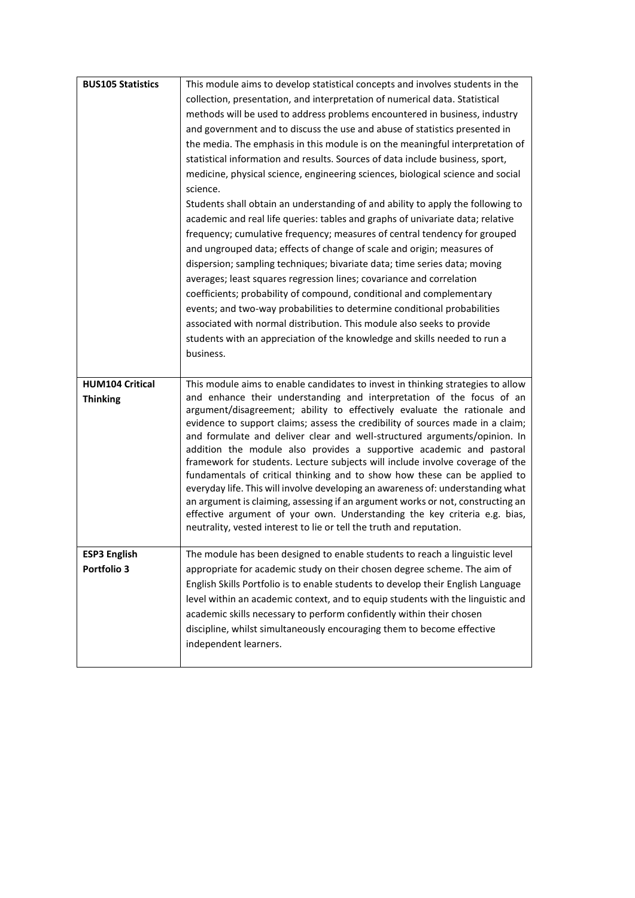| | |
|---|---|
| **BUS105 Statistics** | This module aims to develop statistical concepts and involves students in the collection, presentation, and interpretation of numerical data. Statistical methods will be used to address problems encountered in business, industry and government and to discuss the use and abuse of statistics presented in the media. The emphasis in this module is on the meaningful interpretation of statistical information and results. Sources of data include business, sport, medicine, physical science, engineering sciences, biological science and social science.<br>Students shall obtain an understanding of and ability to apply the following to academic and real life queries: tables and graphs of univariate data; relative frequency; cumulative frequency; measures of central tendency for grouped and ungrouped data; effects of change of scale and origin; measures of dispersion; sampling techniques; bivariate data; time series data; moving averages; least squares regression lines; covariance and correlation coefficients; probability of compound, conditional and complementary events; and two-way probabilities to determine conditional probabilities associated with normal distribution. This module also seeks to provide students with an appreciation of the knowledge and skills needed to run a business. |
| **HUM104 Critical Thinking** | This module aims to enable candidates to invest in thinking strategies to allow and enhance their understanding and interpretation of the focus of an argument/disagreement; ability to effectively evaluate the rationale and evidence to support claims; assess the credibility of sources made in a claim; and formulate and deliver clear and well-structured arguments/opinion. In addition the module also provides a supportive academic and pastoral framework for students. Lecture subjects will include involve coverage of the fundamentals of critical thinking and to show how these can be applied to everyday life. This will involve developing an awareness of: understanding what an argument is claiming, assessing if an argument works or not, constructing an effective argument of your own. Understanding the key criteria e.g. bias, neutrality, vested interest to lie or tell the truth and reputation. |
| **ESP3 English Portfolio 3** | The module has been designed to enable students to reach a linguistic level appropriate for academic study on their chosen degree scheme. The aim of English Skills Portfolio is to enable students to develop their English Language level within an academic context, and to equip students with the linguistic and academic skills necessary to perform confidently within their chosen discipline, whilst simultaneously encouraging them to become effective independent learners. |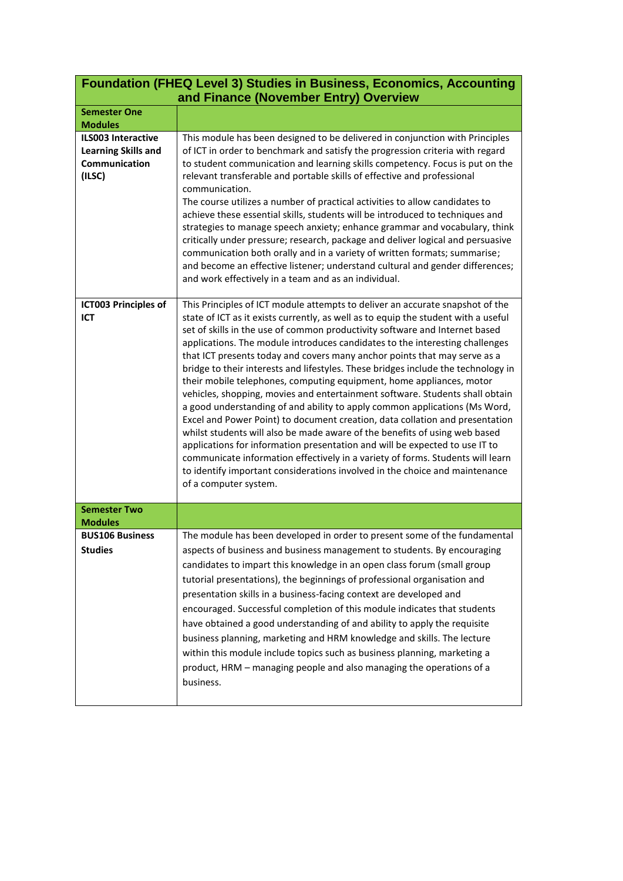| Foundation (FHEQ Level 3) Studies in Business, Economics, Accounting and Finance (November Entry) Overview | |
|---|---|
| **Semester One Modules** | |
| **ILS003 Interactive Learning Skills and Communication (ILSC)** | This module has been designed to be delivered in conjunction with Principles of ICT in order to benchmark and satisfy the progression criteria with regard to student communication and learning skills competency. Focus is put on the relevant transferable and portable skills of effective and professional communication. The course utilizes a number of practical activities to allow candidates to achieve these essential skills, students will be introduced to techniques and strategies to manage speech anxiety; enhance grammar and vocabulary, think critically under pressure; research, package and deliver logical and persuasive communication both orally and in a variety of written formats; summarise; and become an effective listener; understand cultural and gender differences; and work effectively in a team and as an individual. |
| **ICT003 Principles of ICT** | This Principles of ICT module attempts to deliver an accurate snapshot of the state of ICT as it exists currently, as well as to equip the student with a useful set of skills in the use of common productivity software and Internet based applications. The module introduces candidates to the interesting challenges that ICT presents today and covers many anchor points that may serve as a bridge to their interests and lifestyles. These bridges include the technology in their mobile telephones, computing equipment, home appliances, motor vehicles, shopping, movies and entertainment software. Students shall obtain a good understanding of and ability to apply common applications (Ms Word, Excel and Power Point) to document creation, data collation and presentation whilst students will also be made aware of the benefits of using web based applications for information presentation and will be expected to use IT to communicate information effectively in a variety of forms. Students will learn to identify important considerations involved in the choice and maintenance of a computer system. |
| **Semester Two Modules** | |
| **BUS106 Business Studies** | The module has been developed in order to present some of the fundamental aspects of business and business management to students. By encouraging candidates to impart this knowledge in an open class forum (small group tutorial presentations), the beginnings of professional organisation and presentation skills in a business-facing context are developed and encouraged. Successful completion of this module indicates that students have obtained a good understanding of and ability to apply the requisite business planning, marketing and HRM knowledge and skills. The lecture within this module include topics such as business planning, marketing a product, HRM – managing people and also managing the operations of a business. |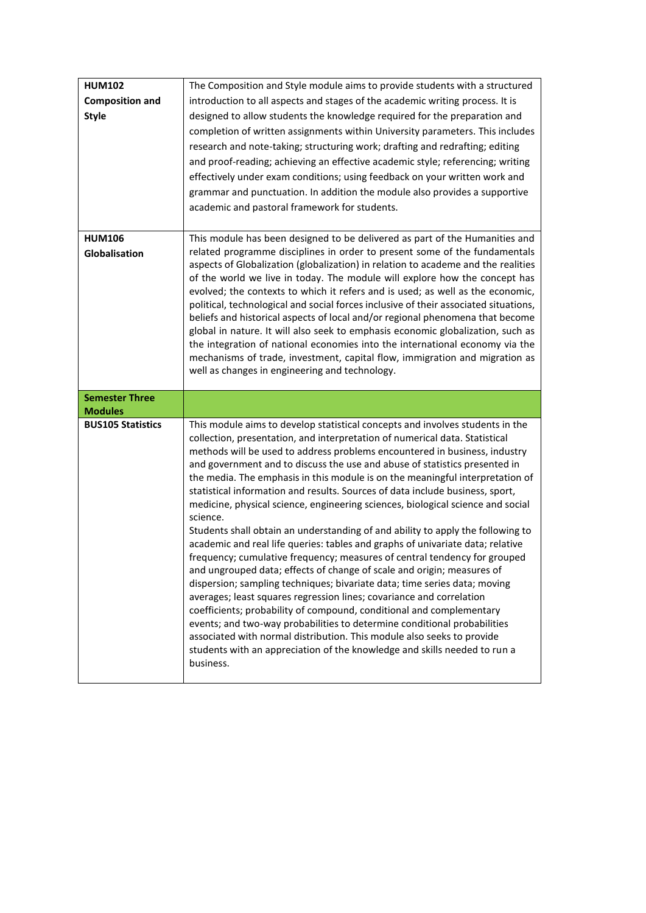| | |
|---|---|
| **HUM102 Composition and Style** | The Composition and Style module aims to provide students with a structured introduction to all aspects and stages of the academic writing process. It is designed to allow students the knowledge required for the preparation and completion of written assignments within University parameters. This includes research and note-taking; structuring work; drafting and redrafting; editing and proof-reading; achieving an effective academic style; referencing; writing effectively under exam conditions; using feedback on your written work and grammar and punctuation. In addition the module also provides a supportive academic and pastoral framework for students. |
| **HUM106 Globalisation** | This module has been designed to be delivered as part of the Humanities and related programme disciplines in order to present some of the fundamentals aspects of Globalization (globalization) in relation to academe and the realities of the world we live in today. The module will explore how the concept has evolved; the contexts to which it refers and is used; as well as the economic, political, technological and social forces inclusive of their associated situations, beliefs and historical aspects of local and/or regional phenomena that become global in nature. It will also seek to emphasis economic globalization, such as the integration of national economies into the international economy via the mechanisms of trade, investment, capital flow, immigration and migration as well as changes in engineering and technology. |
| **Semester Three Modules** | |
| **BUS105 Statistics** | This module aims to develop statistical concepts and involves students in the collection, presentation, and interpretation of numerical data. Statistical methods will be used to address problems encountered in business, industry and government and to discuss the use and abuse of statistics presented in the media. The emphasis in this module is on the meaningful interpretation of statistical information and results. Sources of data include business, sport, medicine, physical science, engineering sciences, biological science and social science.<br>Students shall obtain an understanding of and ability to apply the following to academic and real life queries: tables and graphs of univariate data; relative frequency; cumulative frequency; measures of central tendency for grouped and ungrouped data; effects of change of scale and origin; measures of dispersion; sampling techniques; bivariate data; time series data; moving averages; least squares regression lines; covariance and correlation coefficients; probability of compound, conditional and complementary events; and two-way probabilities to determine conditional probabilities associated with normal distribution. This module also seeks to provide students with an appreciation of the knowledge and skills needed to run a business. |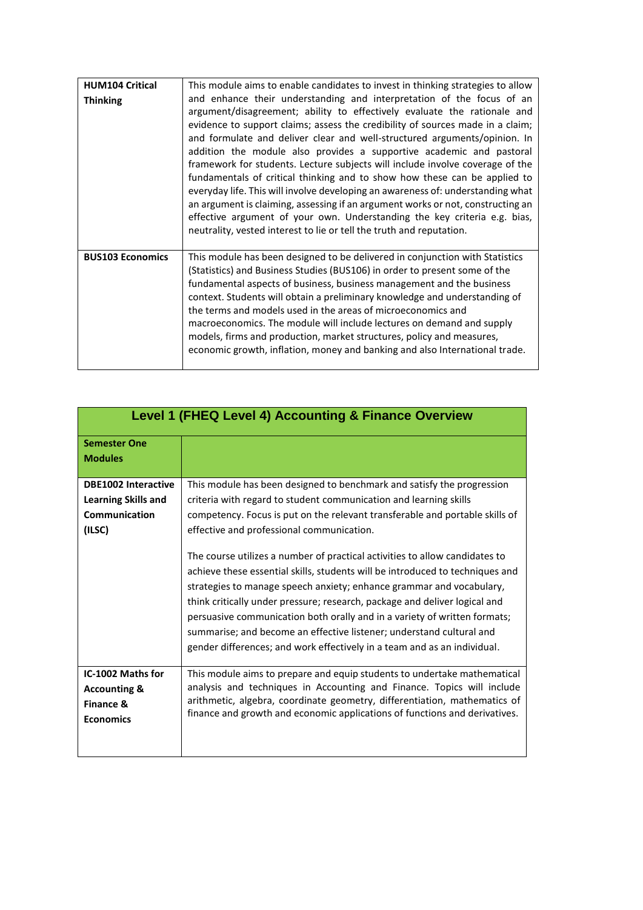| | |
|---|---|
| **HUM104 Critical Thinking** | This module aims to enable candidates to invest in thinking strategies to allow and enhance their understanding and interpretation of the focus of an argument/disagreement; ability to effectively evaluate the rationale and evidence to support claims; assess the credibility of sources made in a claim; and formulate and deliver clear and well-structured arguments/opinion. In addition the module also provides a supportive academic and pastoral framework for students. Lecture subjects will include involve coverage of the fundamentals of critical thinking and to show how these can be applied to everyday life. This will involve developing an awareness of: understanding what an argument is claiming, assessing if an argument works or not, constructing an effective argument of your own. Understanding the key criteria e.g. bias, neutrality, vested interest to lie or tell the truth and reputation. |
| **BUS103 Economics** | This module has been designed to be delivered in conjunction with Statistics (Statistics) and Business Studies (BUS106) in order to present some of the fundamental aspects of business, business management and the business context. Students will obtain a preliminary knowledge and understanding of the terms and models used in the areas of microeconomics and macroeconomics. The module will include lectures on demand and supply models, firms and production, market structures, policy and measures, economic growth, inflation, money and banking and also International trade. |

| **Level 1 (FHEQ Level 4) Accounting & Finance Overview** | |
|---|---|
| **Semester One Modules** | |
| **DBE1002 Interactive Learning Skills and Communication (ILSC)** | This module has been designed to benchmark and satisfy the progression criteria with regard to student communication and learning skills competency. Focus is put on the relevant transferable and portable skills of effective and professional communication.<br><br>The course utilizes a number of practical activities to allow candidates to achieve these essential skills, students will be introduced to techniques and strategies to manage speech anxiety; enhance grammar and vocabulary, think critically under pressure; research, package and deliver logical and persuasive communication both orally and in a variety of written formats; summarise; and become an effective listener; understand cultural and gender differences; and work effectively in a team and as an individual. |
| **IC-1002 Maths for Accounting & Finance & Economics** | This module aims to prepare and equip students to undertake mathematical analysis and techniques in Accounting and Finance. Topics will include arithmetic, algebra, coordinate geometry, differentiation, mathematics of finance and growth and economic applications of functions and derivatives. |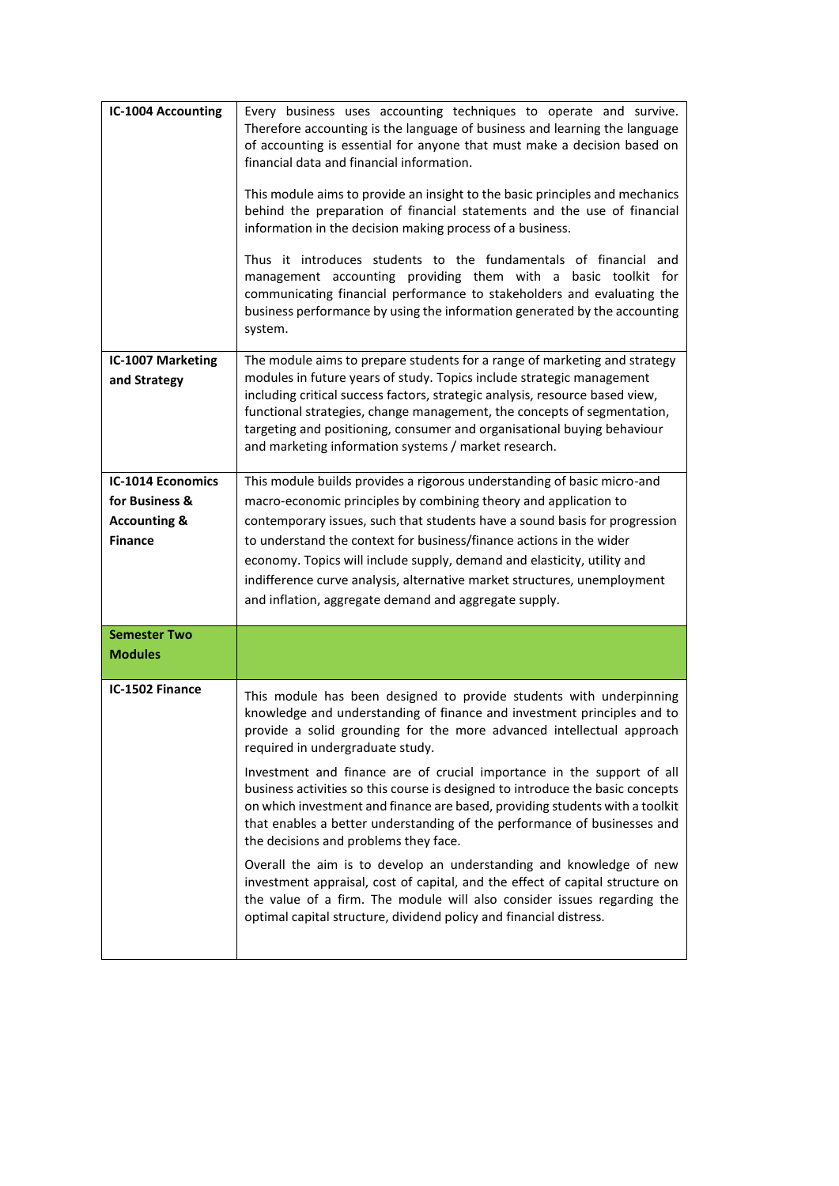| | |
|---|---|
| **IC-1004 Accounting** | Every business uses accounting techniques to operate and survive. Therefore accounting is the language of business and learning the language of accounting is essential for anyone that must make a decision based on financial data and financial information.<br><br>This module aims to provide an insight to the basic principles and mechanics behind the preparation of financial statements and the use of financial information in the decision making process of a business.<br><br>Thus it introduces students to the fundamentals of financial and management accounting providing them with a basic toolkit for communicating financial performance to stakeholders and evaluating the business performance by using the information generated by the accounting system. |
| **IC-1007 Marketing and Strategy** | The module aims to prepare students for a range of marketing and strategy modules in future years of study. Topics include strategic management including critical success factors, strategic analysis, resource based view, functional strategies, change management, the concepts of segmentation, targeting and positioning, consumer and organisational buying behaviour and marketing information systems / market research. |
| **IC-1014 Economics for Business & Accounting & Finance** | This module builds provides a rigorous understanding of basic micro-and macro-economic principles by combining theory and application to contemporary issues, such that students have a sound basis for progression to understand the context for business/finance actions in the wider economy. Topics will include supply, demand and elasticity, utility and indifference curve analysis, alternative market structures, unemployment and inflation, aggregate demand and aggregate supply. |
| **Semester Two Modules** | |
| **IC-1502 Finance** | This module has been designed to provide students with underpinning knowledge and understanding of finance and investment principles and to provide a solid grounding for the more advanced intellectual approach required in undergraduate study.<br><br>Investment and finance are of crucial importance in the support of all business activities so this course is designed to introduce the basic concepts on which investment and finance are based, providing students with a toolkit that enables a better understanding of the performance of businesses and the decisions and problems they face.<br><br>Overall the aim is to develop an understanding and knowledge of new investment appraisal, cost of capital, and the effect of capital structure on the value of a firm. The module will also consider issues regarding the optimal capital structure, dividend policy and financial distress. |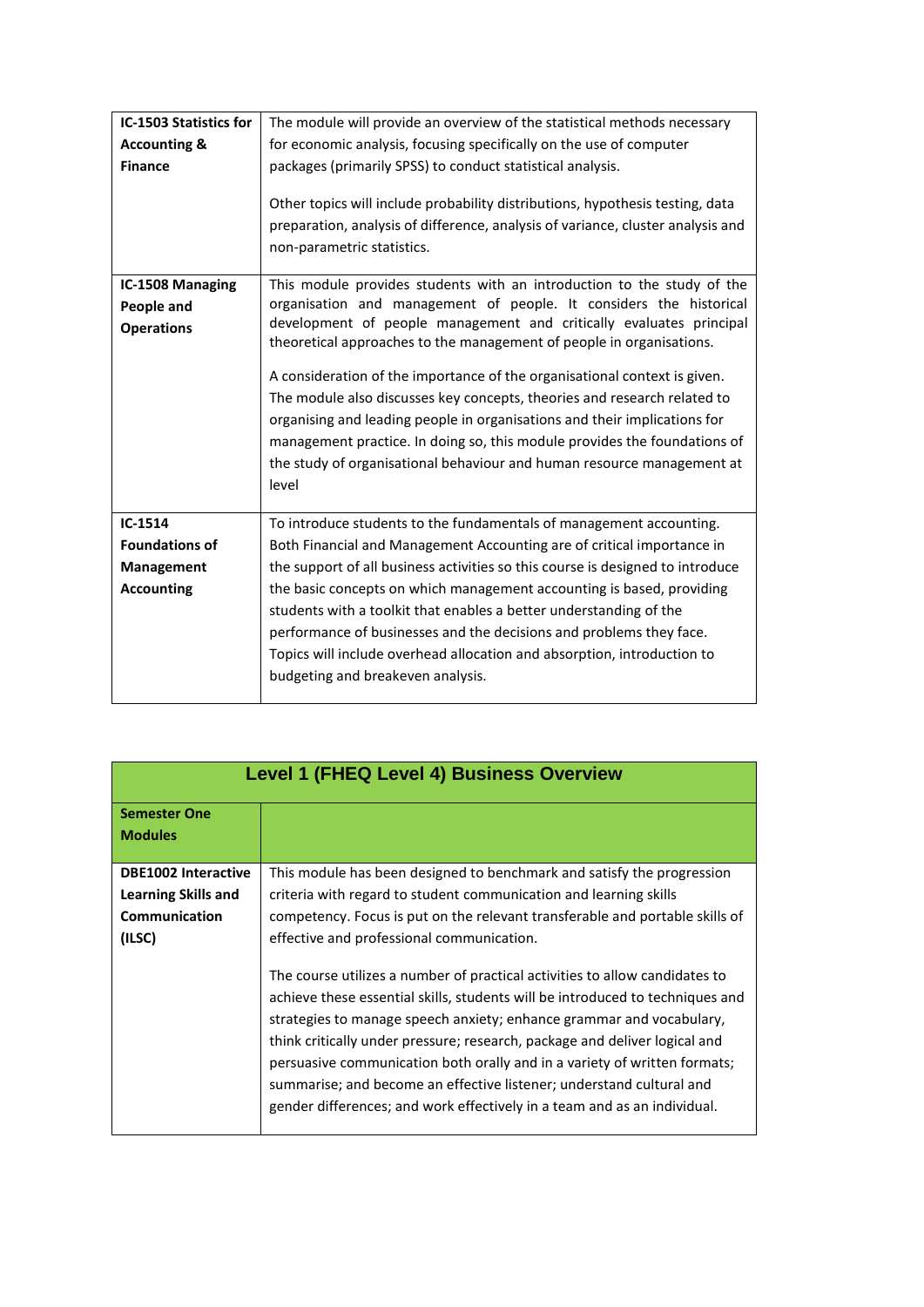| | |
|---|---|
| **IC-1503 Statistics for Accounting & Finance** | The module will provide an overview of the statistical methods necessary for economic analysis, focusing specifically on the use of computer packages (primarily SPSS) to conduct statistical analysis.<br><br>Other topics will include probability distributions, hypothesis testing, data preparation, analysis of difference, analysis of variance, cluster analysis and non-parametric statistics. |
| **IC-1508 Managing People and Operations** | This module provides students with an introduction to the study of the organisation and management of people. It considers the historical development of people management and critically evaluates principal theoretical approaches to the management of people in organisations.<br><br>A consideration of the importance of the organisational context is given. The module also discusses key concepts, theories and research related to organising and leading people in organisations and their implications for management practice. In doing so, this module provides the foundations of the study of organisational behaviour and human resource management at level |
| **IC-1514 Foundations of Management Accounting** | To introduce students to the fundamentals of management accounting. Both Financial and Management Accounting are of critical importance in the support of all business activities so this course is designed to introduce the basic concepts on which management accounting is based, providing students with a toolkit that enables a better understanding of the performance of businesses and the decisions and problems they face. Topics will include overhead allocation and absorption, introduction to budgeting and breakeven analysis. |

| Level 1 (FHEQ Level 4) Business Overview | |
|---|---|
| **Semester One Modules** | |
| **DBE1002 Interactive Learning Skills and Communication (ILSC)** | This module has been designed to benchmark and satisfy the progression criteria with regard to student communication and learning skills competency. Focus is put on the relevant transferable and portable skills of effective and professional communication.<br><br>The course utilizes a number of practical activities to allow candidates to achieve these essential skills, students will be introduced to techniques and strategies to manage speech anxiety; enhance grammar and vocabulary, think critically under pressure; research, package and deliver logical and persuasive communication both orally and in a variety of written formats; summarise; and become an effective listener; understand cultural and gender differences; and work effectively in a team and as an individual. |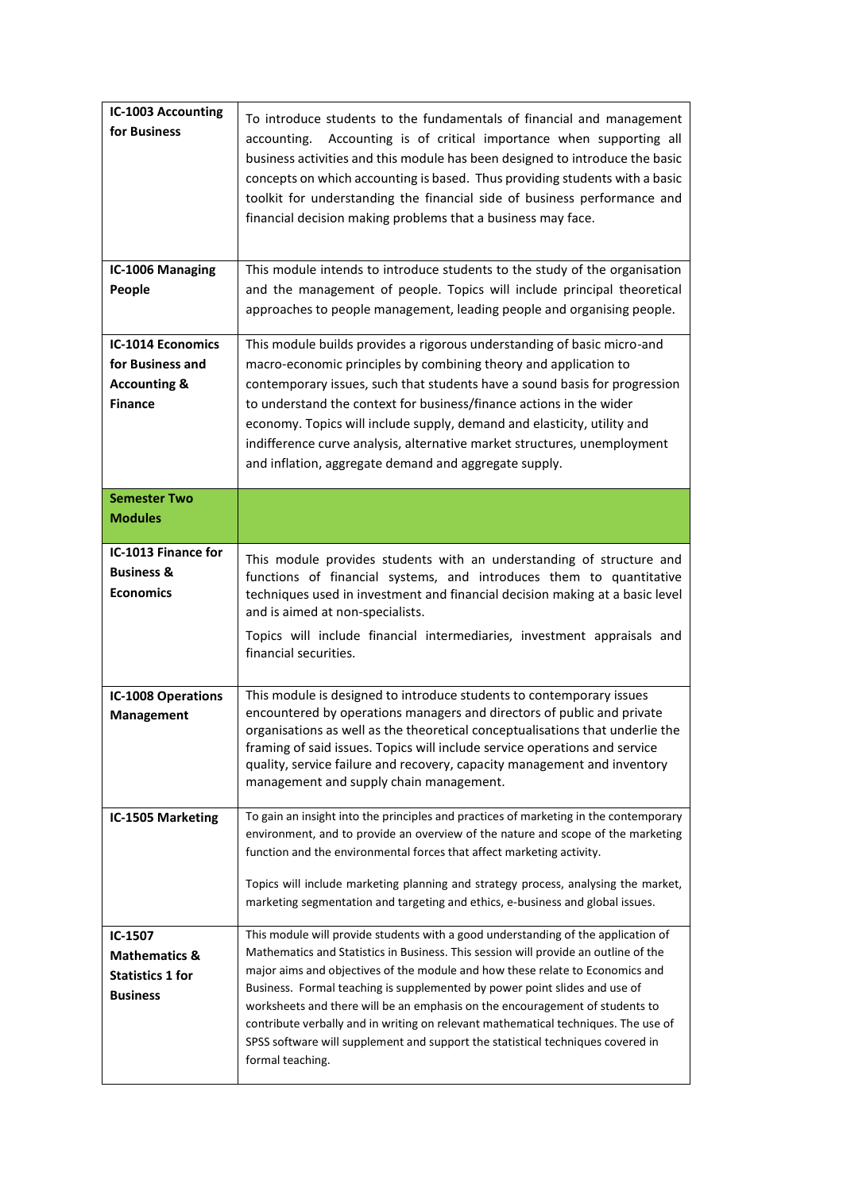| IC-1003 Accounting for Business | To introduce students to the fundamentals of financial and management accounting. Accounting is of critical importance when supporting all business activities and this module has been designed to introduce the basic concepts on which accounting is based. Thus providing students with a basic toolkit for understanding the financial side of business performance and financial decision making problems that a business may face. |
|---|---|
| **IC-1006 Managing People** | This module intends to introduce students to the study of the organisation and the management of people. Topics will include principal theoretical approaches to people management, leading people and organising people. |
| **IC-1014 Economics for Business and Accounting & Finance** | This module builds provides a rigorous understanding of basic micro-and macro-economic principles by combining theory and application to contemporary issues, such that students have a sound basis for progression to understand the context for business/finance actions in the wider economy. Topics will include supply, demand and elasticity, utility and indifference curve analysis, alternative market structures, unemployment and inflation, aggregate demand and aggregate supply. |
| **Semester Two Modules** | |
| **IC-1013 Finance for Business & Economics** | This module provides students with an understanding of structure and functions of financial systems, and introduces them to quantitative techniques used in investment and financial decision making at a basic level and is aimed at non-specialists.<br><br>Topics will include financial intermediaries, investment appraisals and financial securities. |
| **IC-1008 Operations Management** | This module is designed to introduce students to contemporary issues encountered by operations managers and directors of public and private organisations as well as the theoretical conceptualisations that underlie the framing of said issues. Topics will include service operations and service quality, service failure and recovery, capacity management and inventory management and supply chain management. |
| **IC-1505 Marketing** | To gain an insight into the principles and practices of marketing in the contemporary environment, and to provide an overview of the nature and scope of the marketing function and the environmental forces that affect marketing activity.<br><br>Topics will include marketing planning and strategy process, analysing the market, marketing segmentation and targeting and ethics, e-business and global issues. |
| **IC-1507 Mathematics & Statistics 1 for Business** | This module will provide students with a good understanding of the application of Mathematics and Statistics in Business. This session will provide an outline of the major aims and objectives of the module and how these relate to Economics and Business. Formal teaching is supplemented by power point slides and use of worksheets and there will be an emphasis on the encouragement of students to contribute verbally and in writing on relevant mathematical techniques. The use of SPSS software will supplement and support the statistical techniques covered in formal teaching. |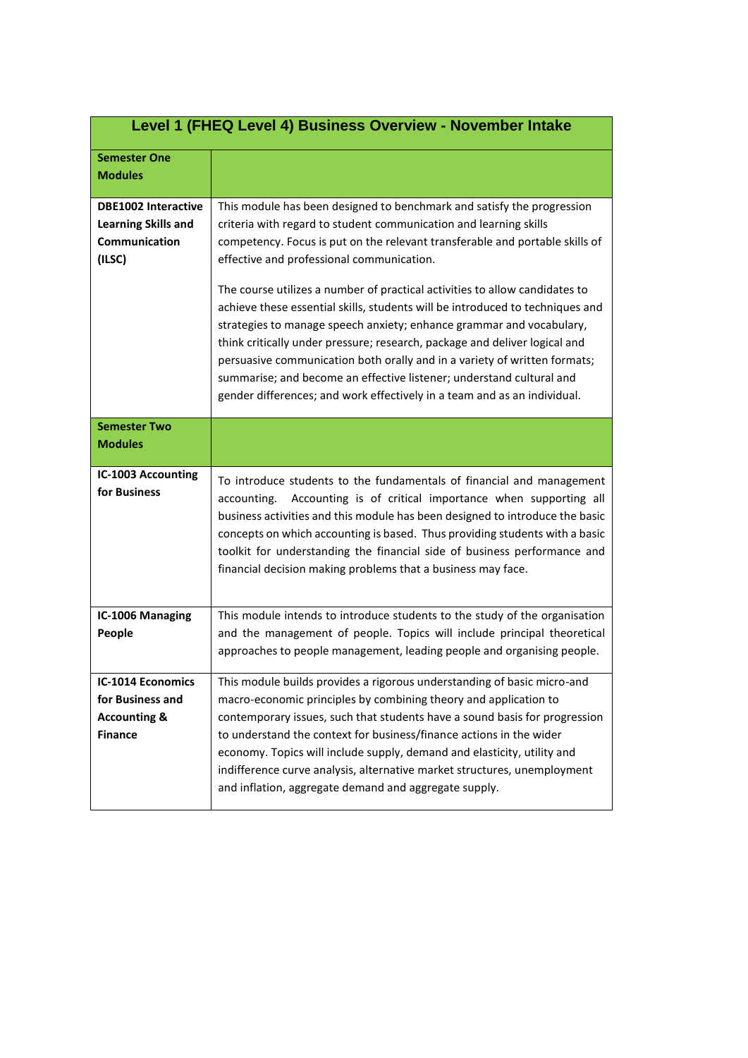| Level 1 (FHEQ Level 4) Business Overview - November Intake | |
|---|---|
| **Semester One Modules** | |
| **DBE1002 Interactive Learning Skills and Communication (ILSC)** | This module has been designed to benchmark and satisfy the progression criteria with regard to student communication and learning skills competency. Focus is put on the relevant transferable and portable skills of effective and professional communication.<br><br>The course utilizes a number of practical activities to allow candidates to achieve these essential skills, students will be introduced to techniques and strategies to manage speech anxiety; enhance grammar and vocabulary, think critically under pressure; research, package and deliver logical and persuasive communication both orally and in a variety of written formats; summarise; and become an effective listener; understand cultural and gender differences; and work effectively in a team and as an individual. |
| **Semester Two Modules** | |
| **IC-1003 Accounting for Business** | To introduce students to the fundamentals of financial and management accounting. Accounting is of critical importance when supporting all business activities and this module has been designed to introduce the basic concepts on which accounting is based. Thus providing students with a basic toolkit for understanding the financial side of business performance and financial decision making problems that a business may face. |
| **IC-1006 Managing People** | This module intends to introduce students to the study of the organisation and the management of people. Topics will include principal theoretical approaches to people management, leading people and organising people. |
| **IC-1014 Economics for Business and Accounting & Finance** | This module builds provides a rigorous understanding of basic micro-and macro-economic principles by combining theory and application to contemporary issues, such that students have a sound basis for progression to understand the context for business/finance actions in the wider economy. Topics will include supply, demand and elasticity, utility and indifference curve analysis, alternative market structures, unemployment and inflation, aggregate demand and aggregate supply. |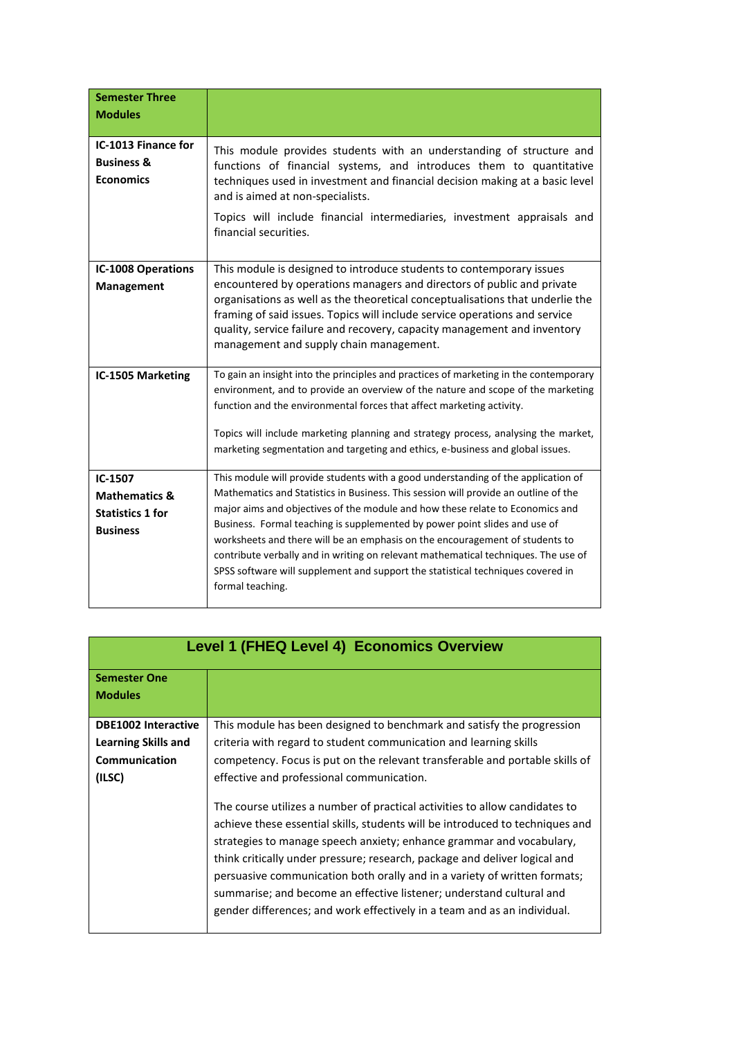| Semester Three Modules | |
|---|---|
| **IC-1013 Finance for Business & Economics** | This module provides students with an understanding of structure and functions of financial systems, and introduces them to quantitative techniques used in investment and financial decision making at a basic level and is aimed at non-specialists.<br><br>Topics will include financial intermediaries, investment appraisals and financial securities. |
| **IC-1008 Operations Management** | This module is designed to introduce students to contemporary issues encountered by operations managers and directors of public and private organisations as well as the theoretical conceptualisations that underlie the framing of said issues. Topics will include service operations and service quality, service failure and recovery, capacity management and inventory management and supply chain management. |
| **IC-1505 Marketing** | To gain an insight into the principles and practices of marketing in the contemporary environment, and to provide an overview of the nature and scope of the marketing function and the environmental forces that affect marketing activity.<br><br>Topics will include marketing planning and strategy process, analysing the market, marketing segmentation and targeting and ethics, e-business and global issues. |
| **IC-1507 Mathematics & Statistics 1 for Business** | This module will provide students with a good understanding of the application of Mathematics and Statistics in Business. This session will provide an outline of the major aims and objectives of the module and how these relate to Economics and Business. Formal teaching is supplemented by power point slides and use of worksheets and there will be an emphasis on the encouragement of students to contribute verbally and in writing on relevant mathematical techniques. The use of SPSS software will supplement and support the statistical techniques covered in formal teaching. |

## Level 1 (FHEQ Level 4) Economics Overview

| Semester One Modules | |
|---|---|
| **DBE1002 Interactive Learning Skills and Communication (ILSC)** | This module has been designed to benchmark and satisfy the progression criteria with regard to student communication and learning skills competency. Focus is put on the relevant transferable and portable skills of effective and professional communication.<br><br>The course utilizes a number of practical activities to allow candidates to achieve these essential skills, students will be introduced to techniques and strategies to manage speech anxiety; enhance grammar and vocabulary, think critically under pressure; research, package and deliver logical and persuasive communication both orally and in a variety of written formats; summarise; and become an effective listener; understand cultural and gender differences; and work effectively in a team and as an individual. |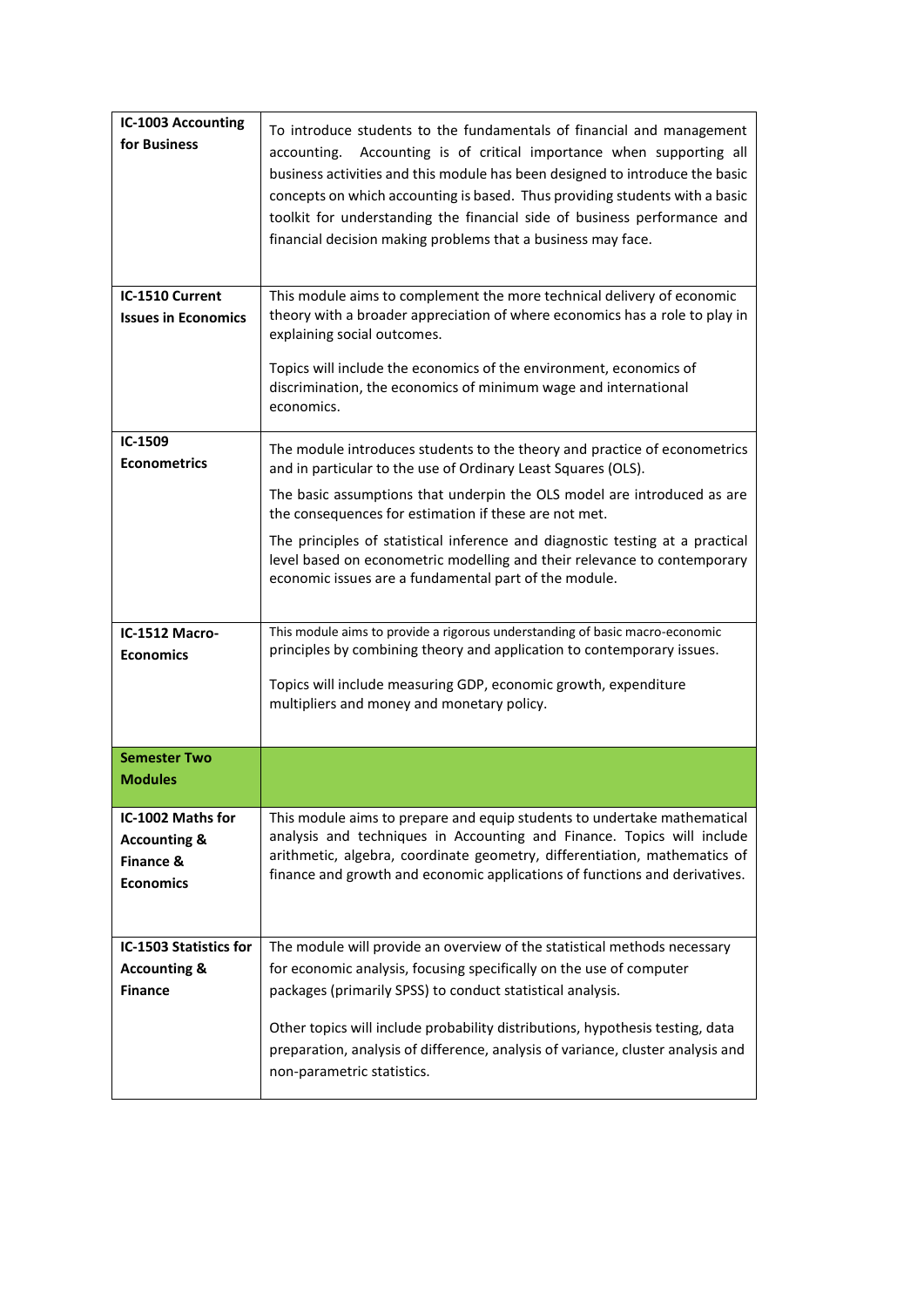| | |
|---|---|
| **IC-1003 Accounting for Business** | To introduce students to the fundamentals of financial and management accounting. Accounting is of critical importance when supporting all business activities and this module has been designed to introduce the basic concepts on which accounting is based. Thus providing students with a basic toolkit for understanding the financial side of business performance and financial decision making problems that a business may face. |
| **IC-1510 Current Issues in Economics** | This module aims to complement the more technical delivery of economic theory with a broader appreciation of where economics has a role to play in explaining social outcomes.<br><br>Topics will include the economics of the environment, economics of discrimination, the economics of minimum wage and international economics. |
| **IC-1509 Econometrics** | The module introduces students to the theory and practice of econometrics and in particular to the use of Ordinary Least Squares (OLS).<br><br>The basic assumptions that underpin the OLS model are introduced as are the consequences for estimation if these are not met.<br><br>The principles of statistical inference and diagnostic testing at a practical level based on econometric modelling and their relevance to contemporary economic issues are a fundamental part of the module. |
| **IC-1512 Macro-Economics** | This module aims to provide a rigorous understanding of basic macro-economic principles by combining theory and application to contemporary issues.<br><br>Topics will include measuring GDP, economic growth, expenditure multipliers and money and monetary policy. |
| **Semester Two Modules** | |
| **IC-1002 Maths for Accounting & Finance & Economics** | This module aims to prepare and equip students to undertake mathematical analysis and techniques in Accounting and Finance. Topics will include arithmetic, algebra, coordinate geometry, differentiation, mathematics of finance and growth and economic applications of functions and derivatives. |
| **IC-1503 Statistics for Accounting & Finance** | The module will provide an overview of the statistical methods necessary for economic analysis, focusing specifically on the use of computer packages (primarily SPSS) to conduct statistical analysis.<br><br>Other topics will include probability distributions, hypothesis testing, data preparation, analysis of difference, analysis of variance, cluster analysis and non-parametric statistics. |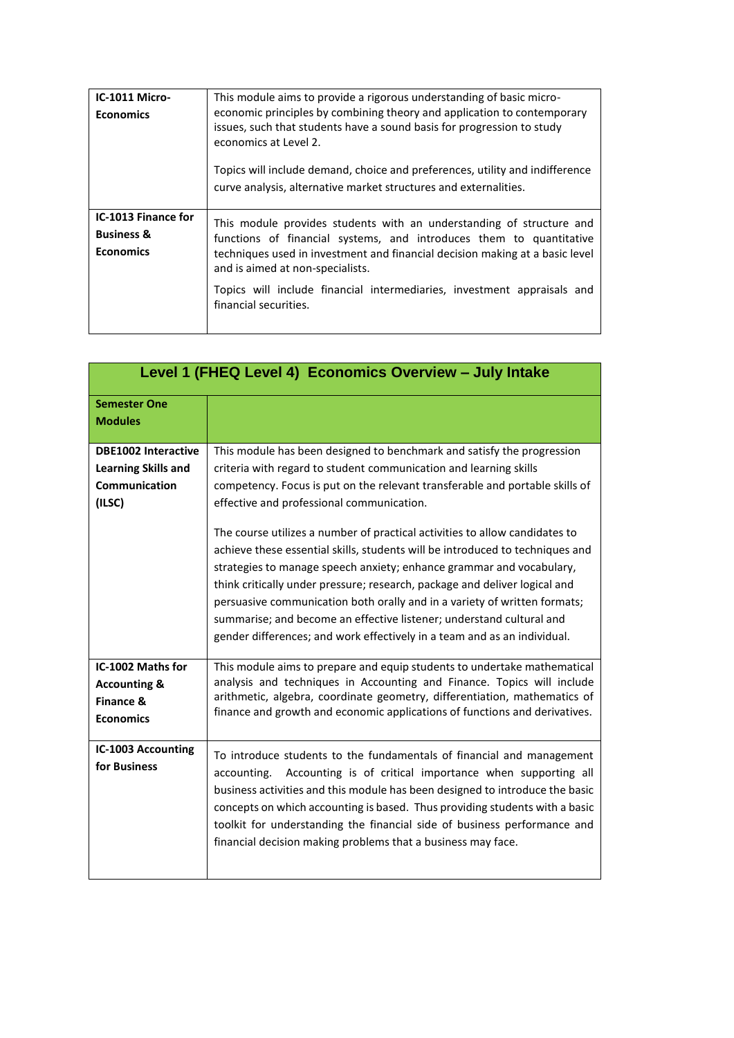| | |
|---|---|
| **IC-1011 Micro-Economics** | This module aims to provide a rigorous understanding of basic micro-economic principles by combining theory and application to contemporary issues, such that students have a sound basis for progression to study economics at Level 2.<br><br>Topics will include demand, choice and preferences, utility and indifference curve analysis, alternative market structures and externalities. |
| **IC-1013 Finance for Business & Economics** | This module provides students with an understanding of structure and functions of financial systems, and introduces them to quantitative techniques used in investment and financial decision making at a basic level and is aimed at non-specialists.<br><br>Topics will include financial intermediaries, investment appraisals and financial securities. |

| Level 1 (FHEQ Level 4) Economics Overview – July Intake | |
|---|---|
| **Semester One Modules** | |
| **DBE1002 Interactive Learning Skills and Communication (ILSC)** | This module has been designed to benchmark and satisfy the progression criteria with regard to student communication and learning skills competency. Focus is put on the relevant transferable and portable skills of effective and professional communication.<br><br>The course utilizes a number of practical activities to allow candidates to achieve these essential skills, students will be introduced to techniques and strategies to manage speech anxiety; enhance grammar and vocabulary, think critically under pressure; research, package and deliver logical and persuasive communication both orally and in a variety of written formats; summarise; and become an effective listener; understand cultural and gender differences; and work effectively in a team and as an individual. |
| **IC-1002 Maths for Accounting & Finance & Economics** | This module aims to prepare and equip students to undertake mathematical analysis and techniques in Accounting and Finance. Topics will include arithmetic, algebra, coordinate geometry, differentiation, mathematics of finance and growth and economic applications of functions and derivatives. |
| **IC-1003 Accounting for Business** | To introduce students to the fundamentals of financial and management accounting. Accounting is of critical importance when supporting all business activities and this module has been designed to introduce the basic concepts on which accounting is based. Thus providing students with a basic toolkit for understanding the financial side of business performance and financial decision making problems that a business may face. |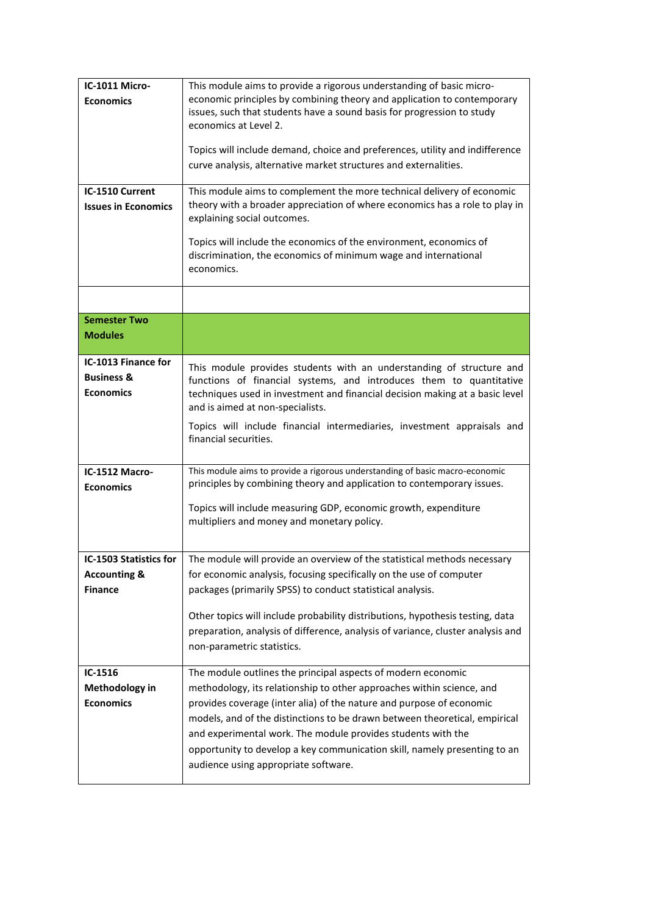| | |
|---|---|
| **IC-1011 Micro-Economics** | This module aims to provide a rigorous understanding of basic micro-economic principles by combining theory and application to contemporary issues, such that students have a sound basis for progression to study economics at Level 2.<br><br>Topics will include demand, choice and preferences, utility and indifference curve analysis, alternative market structures and externalities. |
| **IC-1510 Current Issues in Economics** | This module aims to complement the more technical delivery of economic theory with a broader appreciation of where economics has a role to play in explaining social outcomes.<br><br>Topics will include the economics of the environment, economics of discrimination, the economics of minimum wage and international economics. |
| | |
| **Semester Two Modules** | |
| **IC-1013 Finance for Business & Economics** | This module provides students with an understanding of structure and functions of financial systems, and introduces them to quantitative techniques used in investment and financial decision making at a basic level and is aimed at non-specialists.<br><br>Topics will include financial intermediaries, investment appraisals and financial securities. |
| **IC-1512 Macro-Economics** | This module aims to provide a rigorous understanding of basic macro-economic principles by combining theory and application to contemporary issues.<br><br>Topics will include measuring GDP, economic growth, expenditure multipliers and money and monetary policy. |
| **IC-1503 Statistics for Accounting & Finance** | The module will provide an overview of the statistical methods necessary for economic analysis, focusing specifically on the use of computer packages (primarily SPSS) to conduct statistical analysis.<br><br>Other topics will include probability distributions, hypothesis testing, data preparation, analysis of difference, analysis of variance, cluster analysis and non-parametric statistics. |
| **IC-1516 Methodology in Economics** | The module outlines the principal aspects of modern economic methodology, its relationship to other approaches within science, and provides coverage (inter alia) of the nature and purpose of economic models, and of the distinctions to be drawn between theoretical, empirical and experimental work. The module provides students with the opportunity to develop a key communication skill, namely presenting to an audience using appropriate software. |